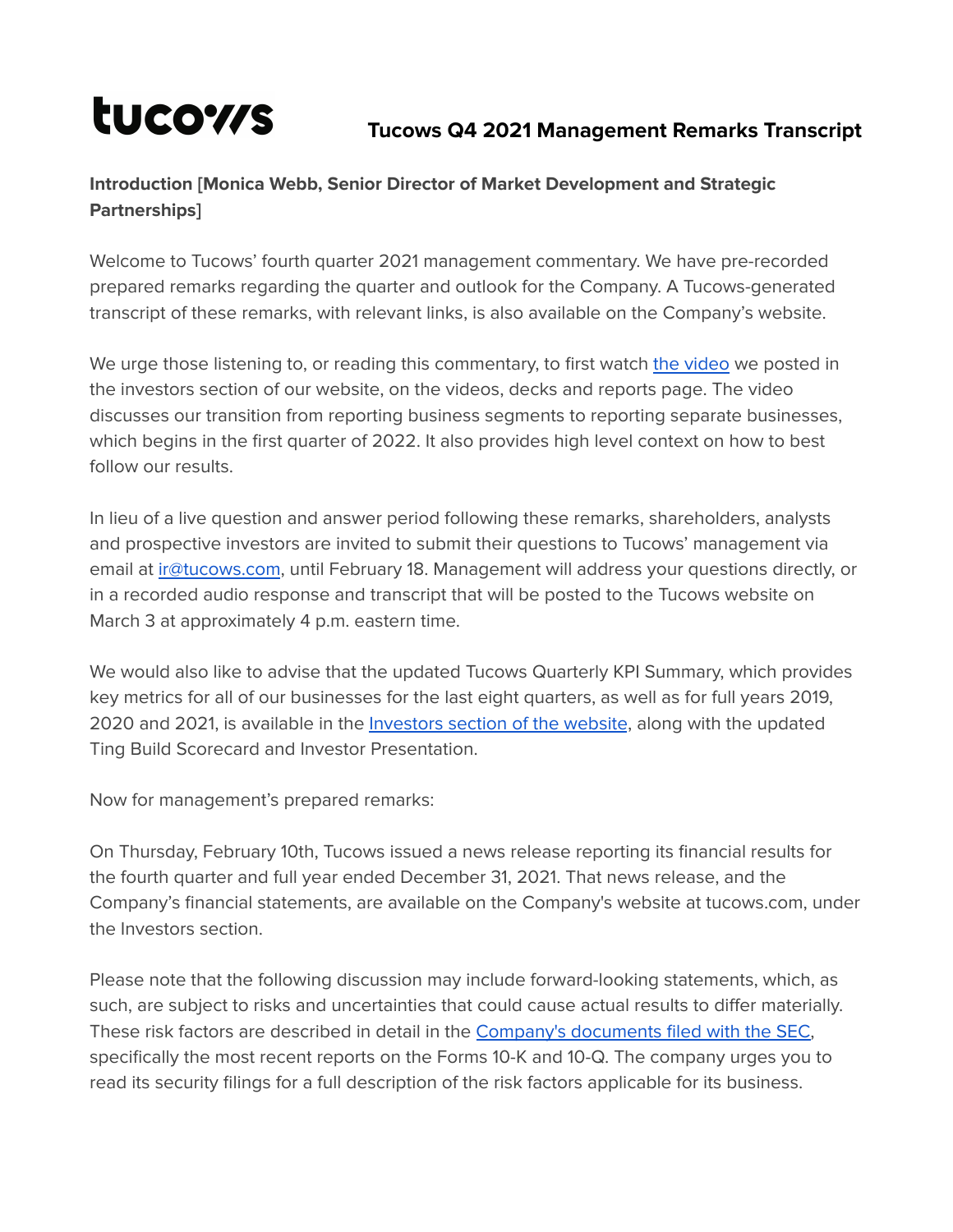tucows

# Tucows Q4 2021 Management Remarks Transcript

**Introduction [Monica Webb, Senior Director of Market Development and Strategic Partnerships]**

Welcome to Tucows' fourth quarter 2021 management commentary. We have pre-recorded prepared remarks regarding the quarter and outlook for the Company. A Tucows-generated transcript of these remarks, with relevant links, is also available on the Company's website.

We urge those listening to, or reading this commentary, to first watch [the video] we posted in the investors section of our website, on the videos, decks and reports page. The video discusses our transition from reporting business segments to reporting separate businesses, which begins in the first quarter of 2022. It also provides high level context on how to best follow our results.

In lieu of a live question and answer period following these remarks, shareholders, analysts and prospective investors are invited to submit their questions to Tucows' management via email at ir@tucows.com, until February 18. Management will address your questions directly, or in a recorded audio response and transcript that will be posted to the Tucows website on March 3 at approximately 4 p.m. eastern time.

We would also like to advise that the updated Tucows Quarterly KPI Summary, which provides key metrics for all of our businesses for the last eight quarters, as well as for full years 2019, 2020 and 2021, is available in the [Investors section of the website], along with the updated Ting Build Scorecard and Investor Presentation.

Now for management's prepared remarks:

On Thursday, February 10th, Tucows issued a news release reporting its financial results for the fourth quarter and full year ended December 31, 2021. That news release, and the Company's financial statements, are available on the Company's website at tucows.com, under the Investors section.

Please note that the following discussion may include forward-looking statements, which, as such, are subject to risks and uncertainties that could cause actual results to differ materially. These risk factors are described in detail in the [Company's documents filed with the SEC], specifically the most recent reports on the Forms 10-K and 10-Q. The company urges you to read its security filings for a full description of the risk factors applicable for its business.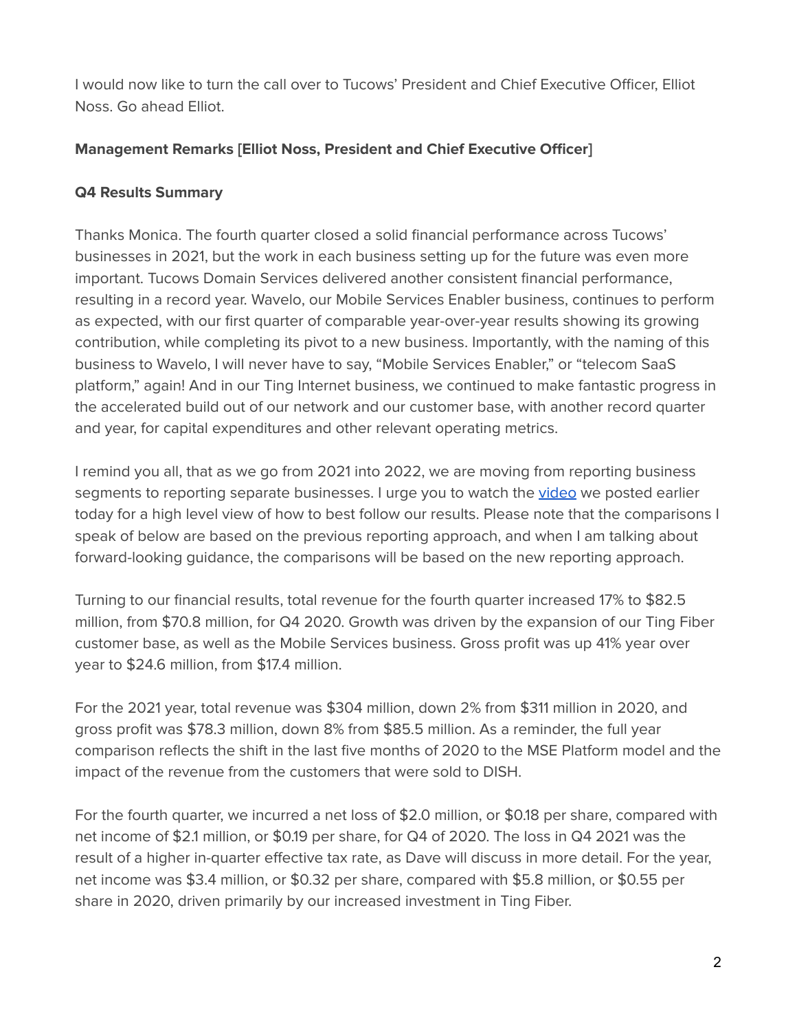I would now like to turn the call over to Tucows' President and Chief Executive Officer, Elliot Noss. Go ahead Elliot.

**Management Remarks [Elliot Noss, President and Chief Executive Officer]**

**Q4 Results Summary**

Thanks Monica. The fourth quarter closed a solid financial performance across Tucows' businesses in 2021, but the work in each business setting up for the future was even more important. Tucows Domain Services delivered another consistent financial performance, resulting in a record year. Wavelo, our Mobile Services Enabler business, continues to perform as expected, with our first quarter of comparable year-over-year results showing its growing contribution, while completing its pivot to a new business. Importantly, with the naming of this business to Wavelo, I will never have to say, "Mobile Services Enabler," or "telecom SaaS platform," again! And in our Ting Internet business, we continued to make fantastic progress in the accelerated build out of our network and our customer base, with another record quarter and year, for capital expenditures and other relevant operating metrics.

I remind you all, that as we go from 2021 into 2022, we are moving from reporting business segments to reporting separate businesses. I urge you to watch the video we posted earlier today for a high level view of how to best follow our results. Please note that the comparisons I speak of below are based on the previous reporting approach, and when I am talking about forward-looking guidance, the comparisons will be based on the new reporting approach.

Turning to our financial results, total revenue for the fourth quarter increased 17% to $82.5 million, from $70.8 million, for Q4 2020. Growth was driven by the expansion of our Ting Fiber customer base, as well as the Mobile Services business. Gross profit was up 41% year over year to $24.6 million, from $17.4 million.

For the 2021 year, total revenue was $304 million, down 2% from $311 million in 2020, and gross profit was $78.3 million, down 8% from $85.5 million. As a reminder, the full year comparison reflects the shift in the last five months of 2020 to the MSE Platform model and the impact of the revenue from the customers that were sold to DISH.

For the fourth quarter, we incurred a net loss of $2.0 million, or $0.18 per share, compared with net income of $2.1 million, or $0.19 per share, for Q4 of 2020. The loss in Q4 2021 was the result of a higher in-quarter effective tax rate, as Dave will discuss in more detail. For the year, net income was $3.4 million, or $0.32 per share, compared with $5.8 million, or $0.55 per share in 2020, driven primarily by our increased investment in Ting Fiber.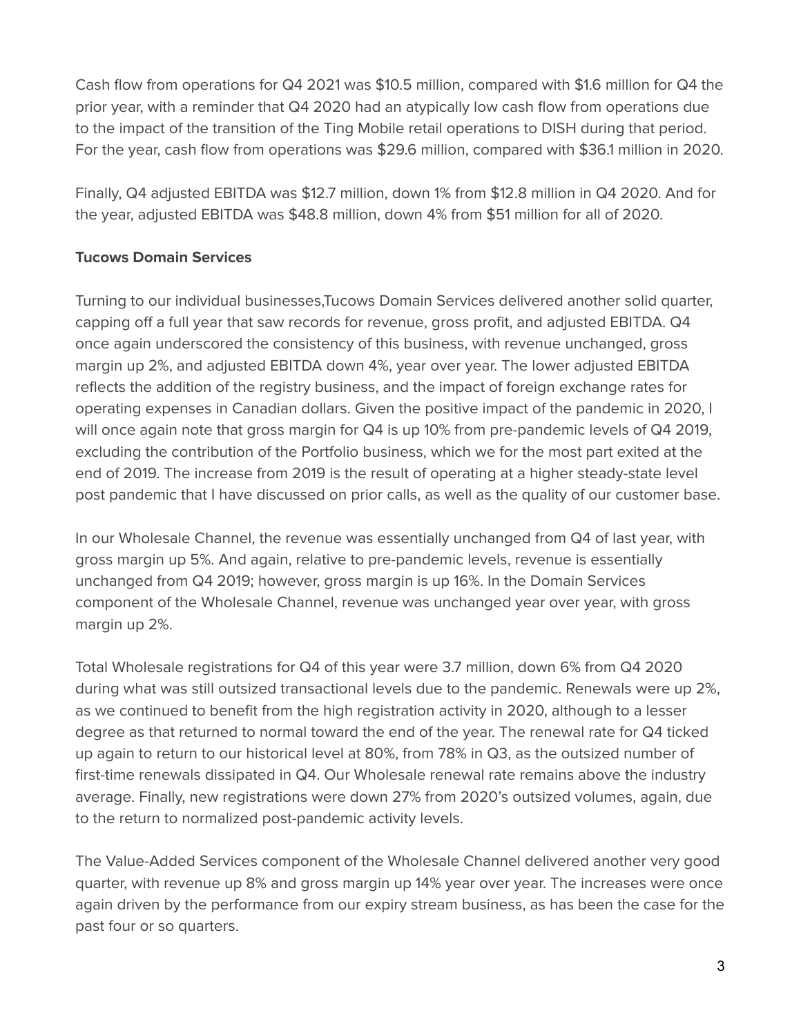Cash flow from operations for Q4 2021 was $10.5 million, compared with $1.6 million for Q4 the prior year, with a reminder that Q4 2020 had an atypically low cash flow from operations due to the impact of the transition of the Ting Mobile retail operations to DISH during that period. For the year, cash flow from operations was $29.6 million, compared with $36.1 million in 2020.

Finally, Q4 adjusted EBITDA was $12.7 million, down 1% from $12.8 million in Q4 2020. And for the year, adjusted EBITDA was $48.8 million, down 4% from $51 million for all of 2020.

**Tucows Domain Services**

Turning to our individual businesses,Tucows Domain Services delivered another solid quarter, capping off a full year that saw records for revenue, gross profit, and adjusted EBITDA. Q4 once again underscored the consistency of this business, with revenue unchanged, gross margin up 2%, and adjusted EBITDA down 4%, year over year. The lower adjusted EBITDA reflects the addition of the registry business, and the impact of foreign exchange rates for operating expenses in Canadian dollars. Given the positive impact of the pandemic in 2020, I will once again note that gross margin for Q4 is up 10% from pre-pandemic levels of Q4 2019, excluding the contribution of the Portfolio business, which we for the most part exited at the end of 2019. The increase from 2019 is the result of operating at a higher steady-state level post pandemic that I have discussed on prior calls, as well as the quality of our customer base.

In our Wholesale Channel, the revenue was essentially unchanged from Q4 of last year, with gross margin up 5%. And again, relative to pre-pandemic levels, revenue is essentially unchanged from Q4 2019; however, gross margin is up 16%. In the Domain Services component of the Wholesale Channel, revenue was unchanged year over year, with gross margin up 2%.

Total Wholesale registrations for Q4 of this year were 3.7 million, down 6% from Q4 2020 during what was still outsized transactional levels due to the pandemic. Renewals were up 2%, as we continued to benefit from the high registration activity in 2020, although to a lesser degree as that returned to normal toward the end of the year. The renewal rate for Q4 ticked up again to return to our historical level at 80%, from 78% in Q3, as the outsized number of first-time renewals dissipated in Q4. Our Wholesale renewal rate remains above the industry average. Finally, new registrations were down 27% from 2020's outsized volumes, again, due to the return to normalized post-pandemic activity levels.

The Value-Added Services component of the Wholesale Channel delivered another very good quarter, with revenue up 8% and gross margin up 14% year over year. The increases were once again driven by the performance from our expiry stream business, as has been the case for the past four or so quarters.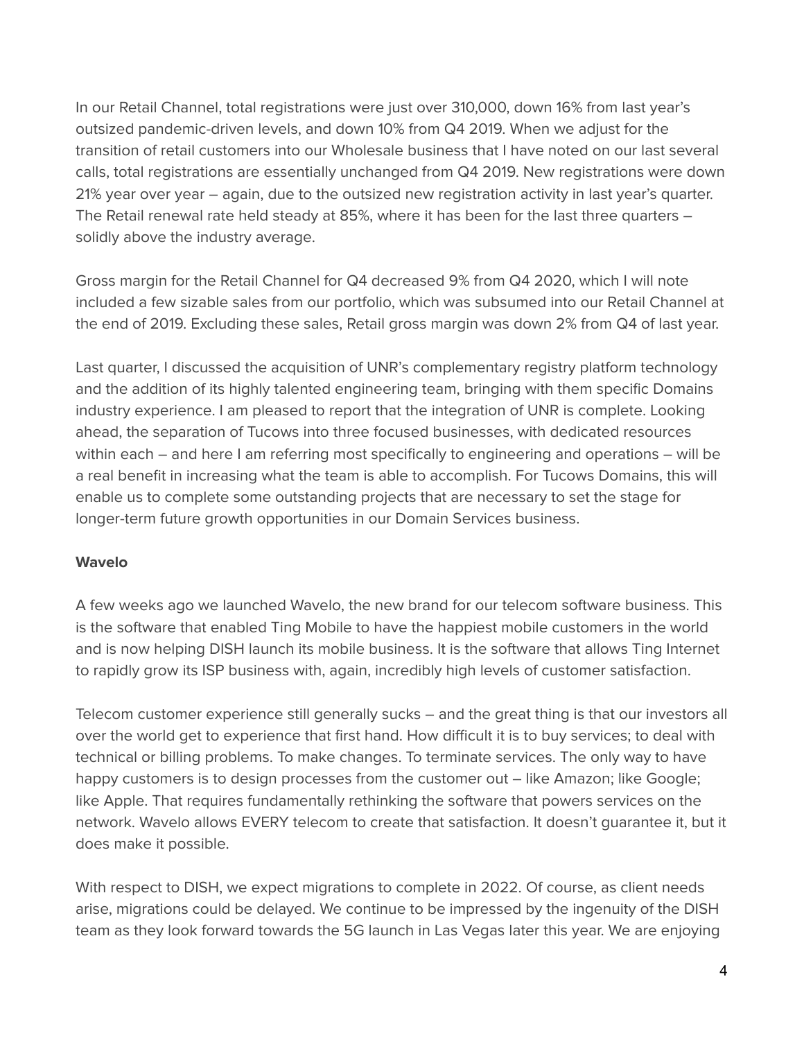In our Retail Channel, total registrations were just over 310,000, down 16% from last year's outsized pandemic-driven levels, and down 10% from Q4 2019. When we adjust for the transition of retail customers into our Wholesale business that I have noted on our last several calls, total registrations are essentially unchanged from Q4 2019. New registrations were down 21% year over year – again, due to the outsized new registration activity in last year's quarter. The Retail renewal rate held steady at 85%, where it has been for the last three quarters – solidly above the industry average.

Gross margin for the Retail Channel for Q4 decreased 9% from Q4 2020, which I will note included a few sizable sales from our portfolio, which was subsumed into our Retail Channel at the end of 2019. Excluding these sales, Retail gross margin was down 2% from Q4 of last year.

Last quarter, I discussed the acquisition of UNR's complementary registry platform technology and the addition of its highly talented engineering team, bringing with them specific Domains industry experience. I am pleased to report that the integration of UNR is complete. Looking ahead, the separation of Tucows into three focused businesses, with dedicated resources within each – and here I am referring most specifically to engineering and operations – will be a real benefit in increasing what the team is able to accomplish. For Tucows Domains, this will enable us to complete some outstanding projects that are necessary to set the stage for longer-term future growth opportunities in our Domain Services business.

**Wavelo**

A few weeks ago we launched Wavelo, the new brand for our telecom software business. This is the software that enabled Ting Mobile to have the happiest mobile customers in the world and is now helping DISH launch its mobile business. It is the software that allows Ting Internet to rapidly grow its ISP business with, again, incredibly high levels of customer satisfaction.

Telecom customer experience still generally sucks – and the great thing is that our investors all over the world get to experience that first hand. How difficult it is to buy services; to deal with technical or billing problems. To make changes. To terminate services. The only way to have happy customers is to design processes from the customer out – like Amazon; like Google; like Apple. That requires fundamentally rethinking the software that powers services on the network. Wavelo allows EVERY telecom to create that satisfaction. It doesn't guarantee it, but it does make it possible.

With respect to DISH, we expect migrations to complete in 2022. Of course, as client needs arise, migrations could be delayed. We continue to be impressed by the ingenuity of the DISH team as they look forward towards the 5G launch in Las Vegas later this year. We are enjoying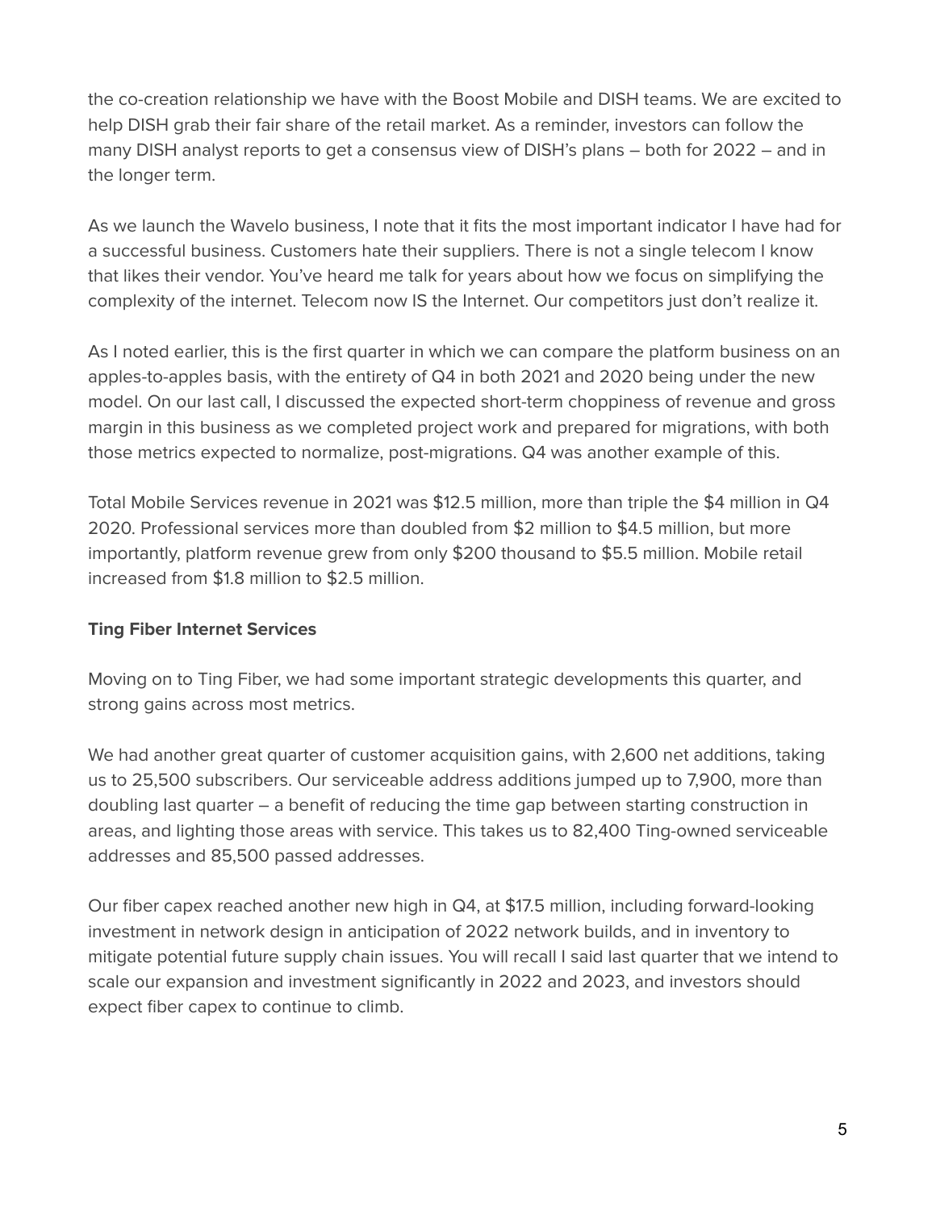the co-creation relationship we have with the Boost Mobile and DISH teams. We are excited to help DISH grab their fair share of the retail market. As a reminder, investors can follow the many DISH analyst reports to get a consensus view of DISH's plans – both for 2022 – and in the longer term.

As we launch the Wavelo business, I note that it fits the most important indicator I have had for a successful business. Customers hate their suppliers. There is not a single telecom I know that likes their vendor. You've heard me talk for years about how we focus on simplifying the complexity of the internet. Telecom now IS the Internet. Our competitors just don't realize it.

As I noted earlier, this is the first quarter in which we can compare the platform business on an apples-to-apples basis, with the entirety of Q4 in both 2021 and 2020 being under the new model. On our last call, I discussed the expected short-term choppiness of revenue and gross margin in this business as we completed project work and prepared for migrations, with both those metrics expected to normalize, post-migrations. Q4 was another example of this.

Total Mobile Services revenue in 2021 was $12.5 million, more than triple the $4 million in Q4 2020. Professional services more than doubled from $2 million to $4.5 million, but more importantly, platform revenue grew from only $200 thousand to $5.5 million. Mobile retail increased from $1.8 million to $2.5 million.

**Ting Fiber Internet Services**

Moving on to Ting Fiber, we had some important strategic developments this quarter, and strong gains across most metrics.

We had another great quarter of customer acquisition gains, with 2,600 net additions, taking us to 25,500 subscribers. Our serviceable address additions jumped up to 7,900, more than doubling last quarter – a benefit of reducing the time gap between starting construction in areas, and lighting those areas with service. This takes us to 82,400 Ting-owned serviceable addresses and 85,500 passed addresses.

Our fiber capex reached another new high in Q4, at $17.5 million, including forward-looking investment in network design in anticipation of 2022 network builds, and in inventory to mitigate potential future supply chain issues. You will recall I said last quarter that we intend to scale our expansion and investment significantly in 2022 and 2023, and investors should expect fiber capex to continue to climb.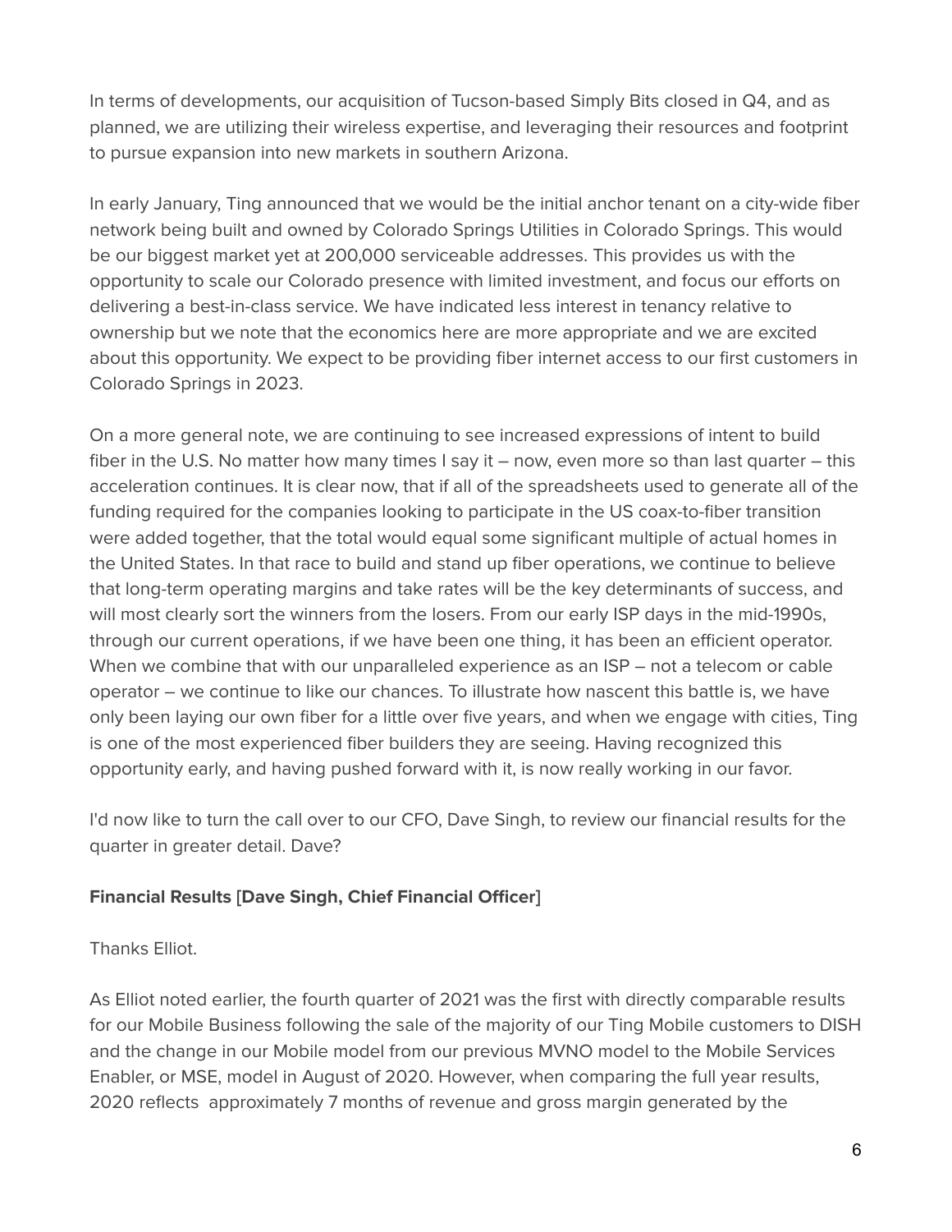In terms of developments, our acquisition of Tucson-based Simply Bits closed in Q4, and as planned, we are utilizing their wireless expertise, and leveraging their resources and footprint to pursue expansion into new markets in southern Arizona.

In early January, Ting announced that we would be the initial anchor tenant on a city-wide fiber network being built and owned by Colorado Springs Utilities in Colorado Springs. This would be our biggest market yet at 200,000 serviceable addresses. This provides us with the opportunity to scale our Colorado presence with limited investment, and focus our efforts on delivering a best-in-class service. We have indicated less interest in tenancy relative to ownership but we note that the economics here are more appropriate and we are excited about this opportunity. We expect to be providing fiber internet access to our first customers in Colorado Springs in 2023.

On a more general note, we are continuing to see increased expressions of intent to build fiber in the U.S. No matter how many times I say it – now, even more so than last quarter – this acceleration continues. It is clear now, that if all of the spreadsheets used to generate all of the funding required for the companies looking to participate in the US coax-to-fiber transition were added together, that the total would equal some significant multiple of actual homes in the United States. In that race to build and stand up fiber operations, we continue to believe that long-term operating margins and take rates will be the key determinants of success, and will most clearly sort the winners from the losers. From our early ISP days in the mid-1990s, through our current operations, if we have been one thing, it has been an efficient operator. When we combine that with our unparalleled experience as an ISP – not a telecom or cable operator – we continue to like our chances. To illustrate how nascent this battle is, we have only been laying our own fiber for a little over five years, and when we engage with cities, Ting is one of the most experienced fiber builders they are seeing. Having recognized this opportunity early, and having pushed forward with it, is now really working in our favor.

I'd now like to turn the call over to our CFO, Dave Singh, to review our financial results for the quarter in greater detail. Dave?

**Financial Results [Dave Singh, Chief Financial Officer]**

Thanks Elliot.

As Elliot noted earlier, the fourth quarter of 2021 was the first with directly comparable results for our Mobile Business following the sale of the majority of our Ting Mobile customers to DISH and the change in our Mobile model from our previous MVNO model to the Mobile Services Enabler, or MSE, model in August of 2020. However, when comparing the full year results, 2020 reflects approximately 7 months of revenue and gross margin generated by the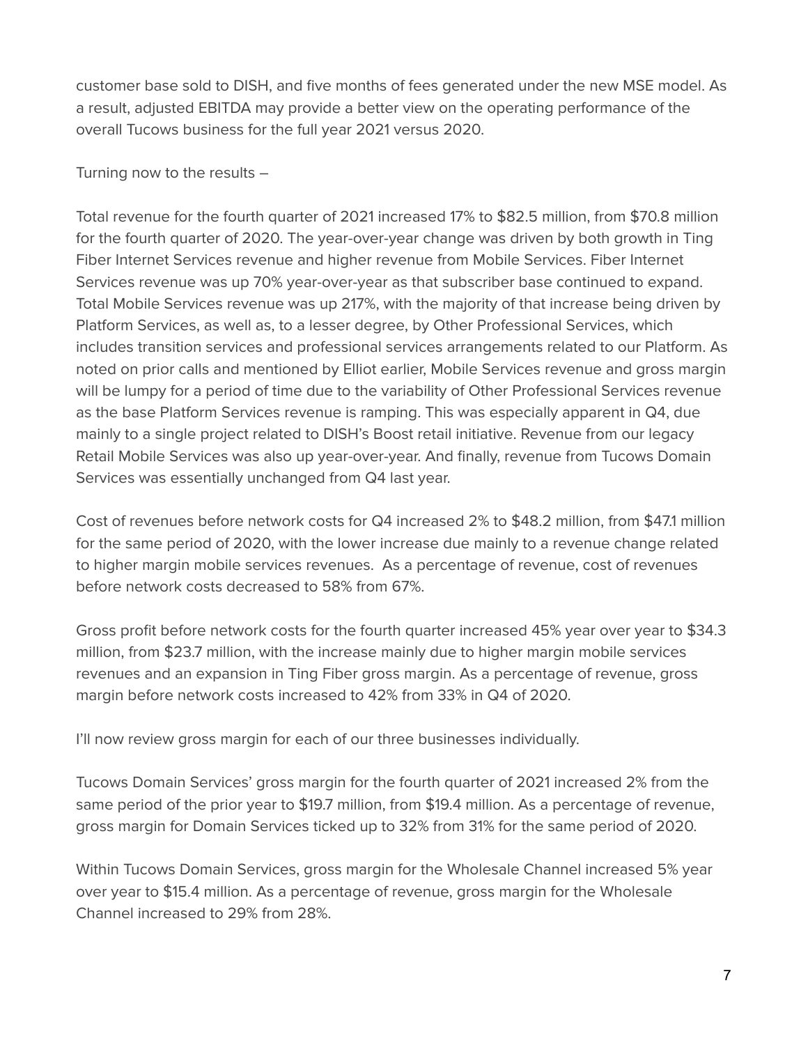customer base sold to DISH, and five months of fees generated under the new MSE model. As a result, adjusted EBITDA may provide a better view on the operating performance of the overall Tucows business for the full year 2021 versus 2020.

Turning now to the results –

Total revenue for the fourth quarter of 2021 increased 17% to $82.5 million, from $70.8 million for the fourth quarter of 2020. The year-over-year change was driven by both growth in Ting Fiber Internet Services revenue and higher revenue from Mobile Services. Fiber Internet Services revenue was up 70% year-over-year as that subscriber base continued to expand. Total Mobile Services revenue was up 217%, with the majority of that increase being driven by Platform Services, as well as, to a lesser degree, by Other Professional Services, which includes transition services and professional services arrangements related to our Platform. As noted on prior calls and mentioned by Elliot earlier, Mobile Services revenue and gross margin will be lumpy for a period of time due to the variability of Other Professional Services revenue as the base Platform Services revenue is ramping. This was especially apparent in Q4, due mainly to a single project related to DISH's Boost retail initiative. Revenue from our legacy Retail Mobile Services was also up year-over-year. And finally, revenue from Tucows Domain Services was essentially unchanged from Q4 last year.

Cost of revenues before network costs for Q4 increased 2% to $48.2 million, from $47.1 million for the same period of 2020, with the lower increase due mainly to a revenue change related to higher margin mobile services revenues. As a percentage of revenue, cost of revenues before network costs decreased to 58% from 67%.

Gross profit before network costs for the fourth quarter increased 45% year over year to $34.3 million, from $23.7 million, with the increase mainly due to higher margin mobile services revenues and an expansion in Ting Fiber gross margin. As a percentage of revenue, gross margin before network costs increased to 42% from 33% in Q4 of 2020.

I'll now review gross margin for each of our three businesses individually.

Tucows Domain Services' gross margin for the fourth quarter of 2021 increased 2% from the same period of the prior year to $19.7 million, from $19.4 million. As a percentage of revenue, gross margin for Domain Services ticked up to 32% from 31% for the same period of 2020.

Within Tucows Domain Services, gross margin for the Wholesale Channel increased 5% year over year to $15.4 million. As a percentage of revenue, gross margin for the Wholesale Channel increased to 29% from 28%.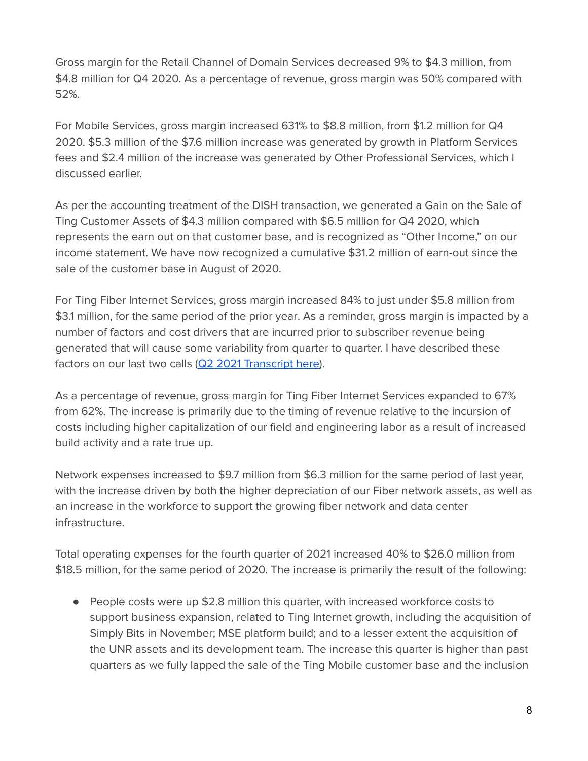Gross margin for the Retail Channel of Domain Services decreased 9% to $4.3 million, from $4.8 million for Q4 2020. As a percentage of revenue, gross margin was 50% compared with 52%.

For Mobile Services, gross margin increased 631% to $8.8 million, from $1.2 million for Q4 2020. $5.3 million of the $7.6 million increase was generated by growth in Platform Services fees and $2.4 million of the increase was generated by Other Professional Services, which I discussed earlier.

As per the accounting treatment of the DISH transaction, we generated a Gain on the Sale of Ting Customer Assets of $4.3 million compared with $6.5 million for Q4 2020, which represents the earn out on that customer base, and is recognized as "Other Income," on our income statement. We have now recognized a cumulative $31.2 million of earn-out since the sale of the customer base in August of 2020.

For Ting Fiber Internet Services, gross margin increased 84% to just under $5.8 million from $3.1 million, for the same period of the prior year. As a reminder, gross margin is impacted by a number of factors and cost drivers that are incurred prior to subscriber revenue being generated that will cause some variability from quarter to quarter. I have described these factors on our last two calls ([Q2 2021 Transcript here](Q2 2021 Transcript here)).

As a percentage of revenue, gross margin for Ting Fiber Internet Services expanded to 67% from 62%. The increase is primarily due to the timing of revenue relative to the incursion of costs including higher capitalization of our field and engineering labor as a result of increased build activity and a rate true up.

Network expenses increased to $9.7 million from $6.3 million for the same period of last year, with the increase driven by both the higher depreciation of our Fiber network assets, as well as an increase in the workforce to support the growing fiber network and data center infrastructure.

Total operating expenses for the fourth quarter of 2021 increased 40% to $26.0 million from $18.5 million, for the same period of 2020. The increase is primarily the result of the following:

- People costs were up $2.8 million this quarter, with increased workforce costs to support business expansion, related to Ting Internet growth, including the acquisition of Simply Bits in November; MSE platform build; and to a lesser extent the acquisition of the UNR assets and its development team. The increase this quarter is higher than past quarters as we fully lapped the sale of the Ting Mobile customer base and the inclusion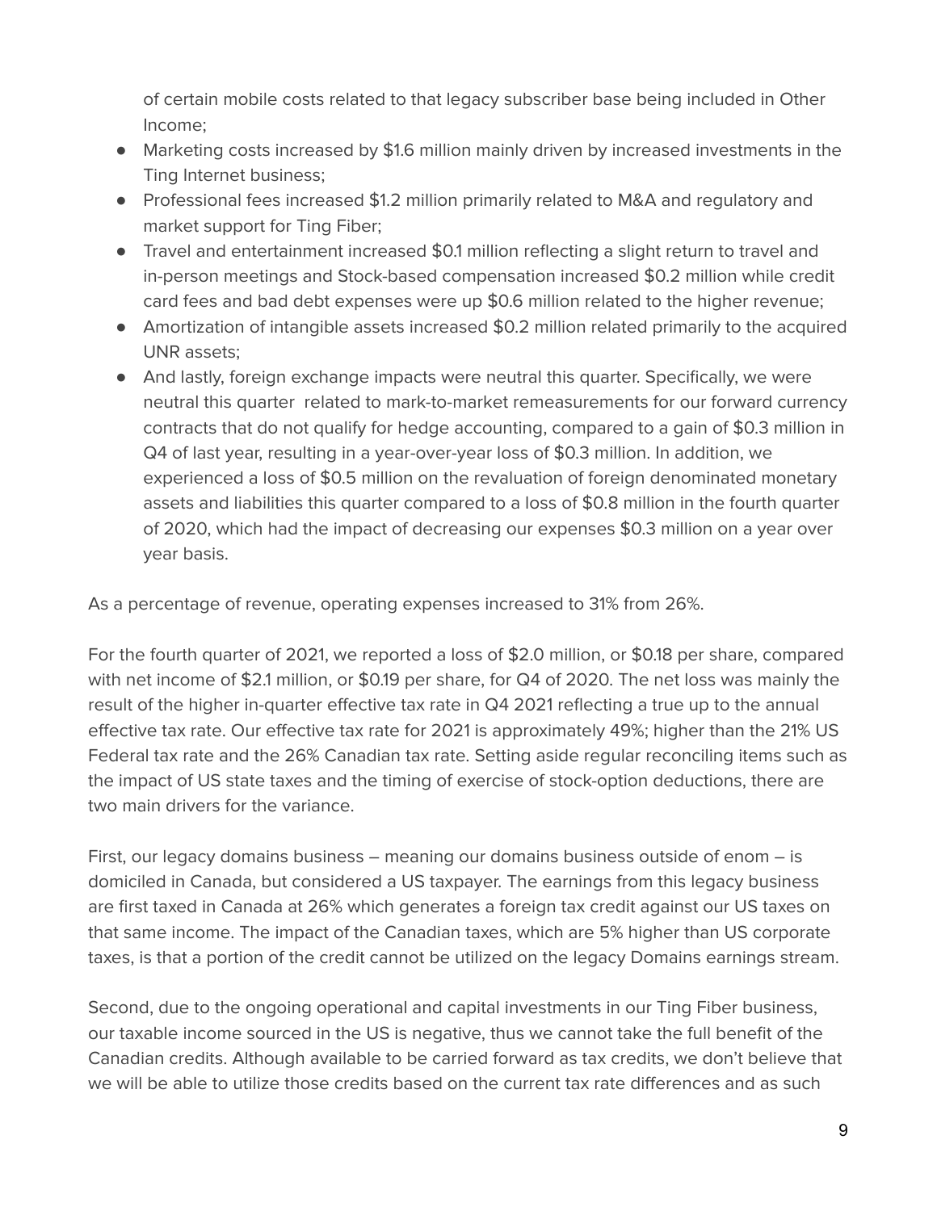of certain mobile costs related to that legacy subscriber base being included in Other Income;

- Marketing costs increased by $1.6 million mainly driven by increased investments in the Ting Internet business;
- Professional fees increased $1.2 million primarily related to M&A and regulatory and market support for Ting Fiber;
- Travel and entertainment increased $0.1 million reflecting a slight return to travel and in-person meetings and Stock-based compensation increased $0.2 million while credit card fees and bad debt expenses were up $0.6 million related to the higher revenue;
- Amortization of intangible assets increased $0.2 million related primarily to the acquired UNR assets;
- And lastly, foreign exchange impacts were neutral this quarter. Specifically, we were neutral this quarter related to mark-to-market remeasurements for our forward currency contracts that do not qualify for hedge accounting, compared to a gain of $0.3 million in Q4 of last year, resulting in a year-over-year loss of $0.3 million. In addition, we experienced a loss of $0.5 million on the revaluation of foreign denominated monetary assets and liabilities this quarter compared to a loss of $0.8 million in the fourth quarter of 2020, which had the impact of decreasing our expenses $0.3 million on a year over year basis.

As a percentage of revenue, operating expenses increased to 31% from 26%.

For the fourth quarter of 2021, we reported a loss of $2.0 million, or $0.18 per share, compared with net income of $2.1 million, or $0.19 per share, for Q4 of 2020. The net loss was mainly the result of the higher in-quarter effective tax rate in Q4 2021 reflecting a true up to the annual effective tax rate. Our effective tax rate for 2021 is approximately 49%; higher than the 21% US Federal tax rate and the 26% Canadian tax rate. Setting aside regular reconciling items such as the impact of US state taxes and the timing of exercise of stock-option deductions, there are two main drivers for the variance.

First, our legacy domains business – meaning our domains business outside of enom – is domiciled in Canada, but considered a US taxpayer. The earnings from this legacy business are first taxed in Canada at 26% which generates a foreign tax credit against our US taxes on that same income. The impact of the Canadian taxes, which are 5% higher than US corporate taxes, is that a portion of the credit cannot be utilized on the legacy Domains earnings stream.

Second, due to the ongoing operational and capital investments in our Ting Fiber business, our taxable income sourced in the US is negative, thus we cannot take the full benefit of the Canadian credits. Although available to be carried forward as tax credits, we don't believe that we will be able to utilize those credits based on the current tax rate differences and as such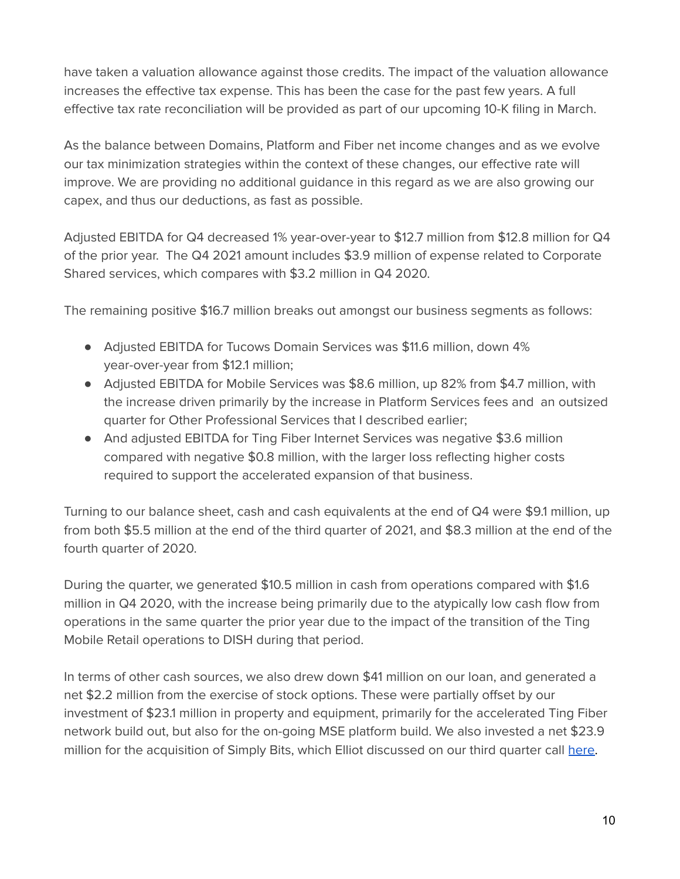have taken a valuation allowance against those credits. The impact of the valuation allowance increases the effective tax expense. This has been the case for the past few years. A full effective tax rate reconciliation will be provided as part of our upcoming 10-K filing in March.

As the balance between Domains, Platform and Fiber net income changes and as we evolve our tax minimization strategies within the context of these changes, our effective rate will improve. We are providing no additional guidance in this regard as we are also growing our capex, and thus our deductions, as fast as possible.

Adjusted EBITDA for Q4 decreased 1% year-over-year to $12.7 million from $12.8 million for Q4 of the prior year. The Q4 2021 amount includes $3.9 million of expense related to Corporate Shared services, which compares with $3.2 million in Q4 2020.

The remaining positive $16.7 million breaks out amongst our business segments as follows:

- Adjusted EBITDA for Tucows Domain Services was $11.6 million, down 4% year-over-year from $12.1 million;
- Adjusted EBITDA for Mobile Services was $8.6 million, up 82% from $4.7 million, with the increase driven primarily by the increase in Platform Services fees and an outsized quarter for Other Professional Services that I described earlier;
- And adjusted EBITDA for Ting Fiber Internet Services was negative $3.6 million compared with negative $0.8 million, with the larger loss reflecting higher costs required to support the accelerated expansion of that business.

Turning to our balance sheet, cash and cash equivalents at the end of Q4 were $9.1 million, up from both $5.5 million at the end of the third quarter of 2021, and $8.3 million at the end of the fourth quarter of 2020.

During the quarter, we generated $10.5 million in cash from operations compared with $1.6 million in Q4 2020, with the increase being primarily due to the atypically low cash flow from operations in the same quarter the prior year due to the impact of the transition of the Ting Mobile Retail operations to DISH during that period.

In terms of other cash sources, we also drew down $41 million on our loan, and generated a net $2.2 million from the exercise of stock options. These were partially offset by our investment of $23.1 million in property and equipment, primarily for the accelerated Ting Fiber network build out, but also for the on-going MSE platform build. We also invested a net $23.9 million for the acquisition of Simply Bits, which Elliot discussed on our third quarter call here.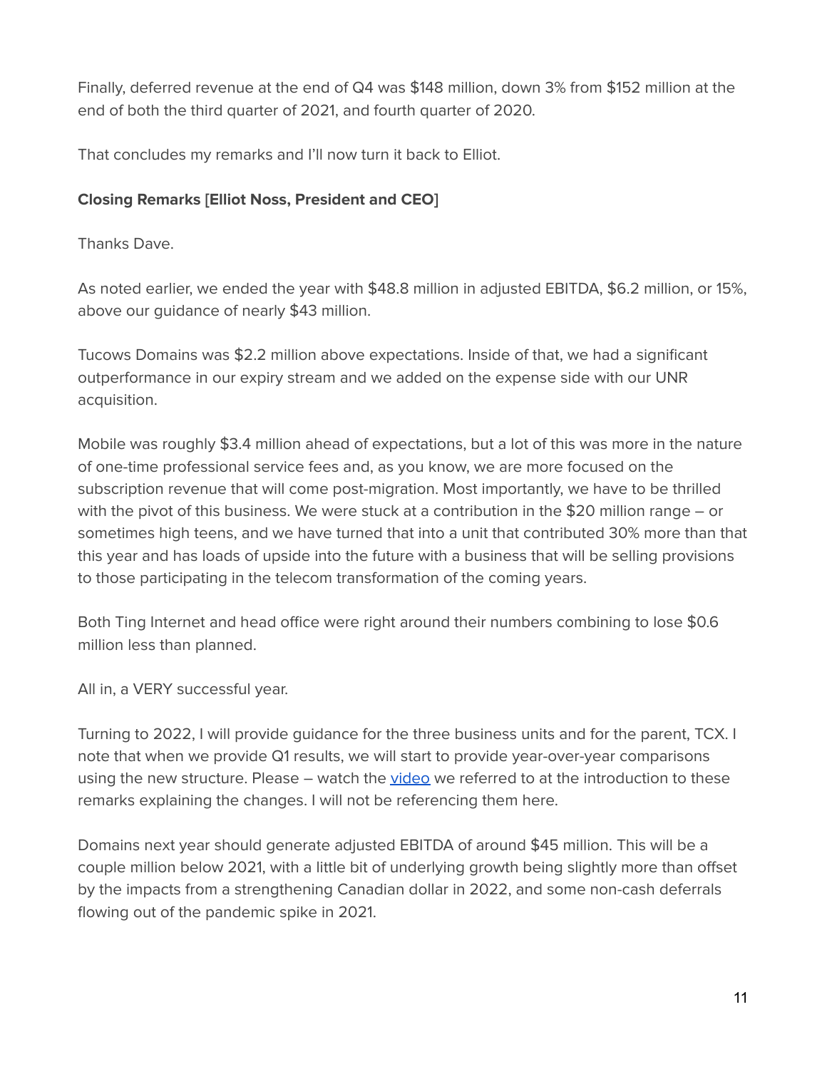Finally, deferred revenue at the end of Q4 was $148 million, down 3% from $152 million at the end of both the third quarter of 2021, and fourth quarter of 2020.

That concludes my remarks and I'll now turn it back to Elliot.

**Closing Remarks [Elliot Noss, President and CEO]**

Thanks Dave.

As noted earlier, we ended the year with $48.8 million in adjusted EBITDA, $6.2 million, or 15%, above our guidance of nearly $43 million.

Tucows Domains was $2.2 million above expectations. Inside of that, we had a significant outperformance in our expiry stream and we added on the expense side with our UNR acquisition.

Mobile was roughly $3.4 million ahead of expectations, but a lot of this was more in the nature of one-time professional service fees and, as you know, we are more focused on the subscription revenue that will come post-migration. Most importantly, we have to be thrilled with the pivot of this business. We were stuck at a contribution in the $20 million range – or sometimes high teens, and we have turned that into a unit that contributed 30% more than that this year and has loads of upside into the future with a business that will be selling provisions to those participating in the telecom transformation of the coming years.

Both Ting Internet and head office were right around their numbers combining to lose $0.6 million less than planned.

All in, a VERY successful year.

Turning to 2022, I will provide guidance for the three business units and for the parent, TCX. I note that when we provide Q1 results, we will start to provide year-over-year comparisons using the new structure. Please – watch the video we referred to at the introduction to these remarks explaining the changes. I will not be referencing them here.

Domains next year should generate adjusted EBITDA of around $45 million. This will be a couple million below 2021, with a little bit of underlying growth being slightly more than offset by the impacts from a strengthening Canadian dollar in 2022, and some non-cash deferrals flowing out of the pandemic spike in 2021.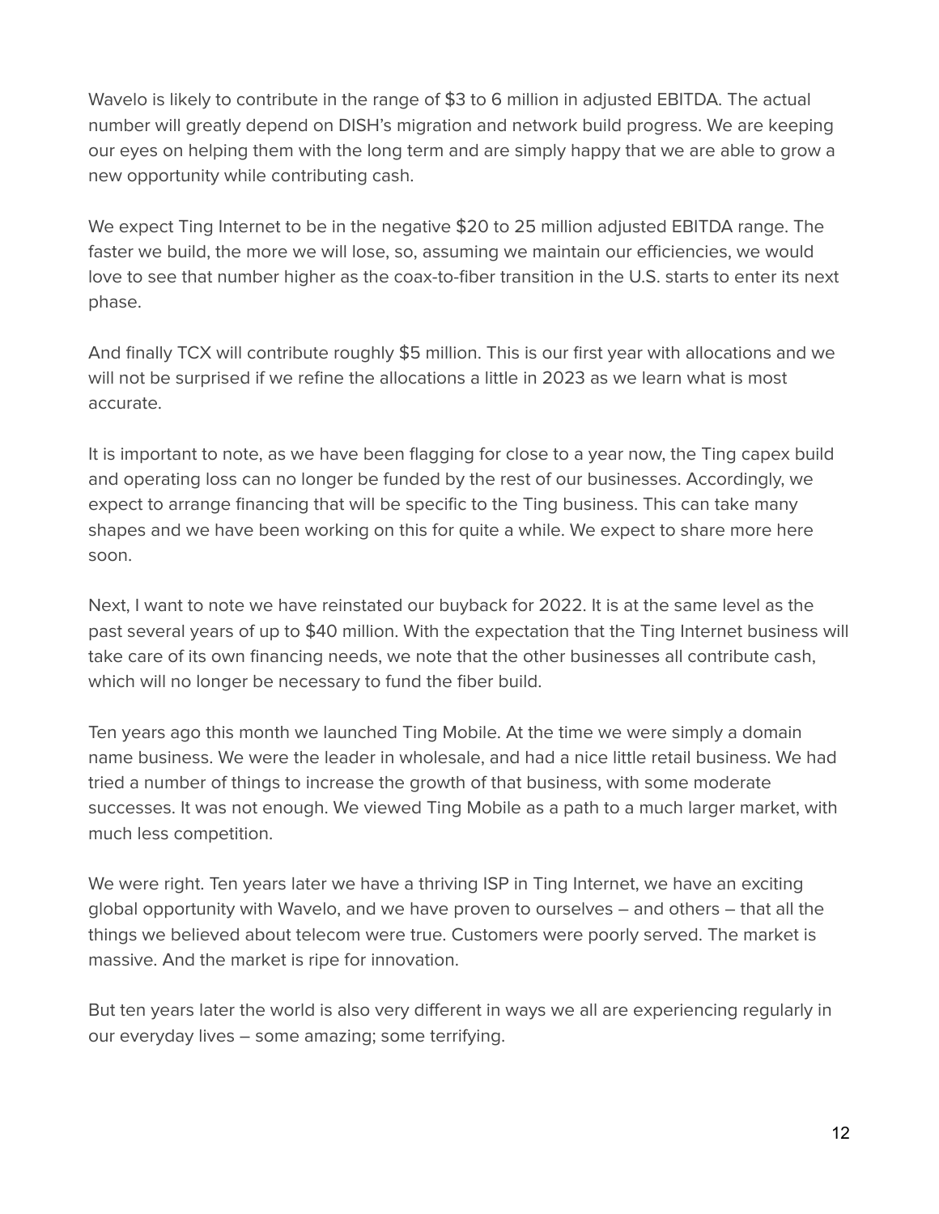Wavelo is likely to contribute in the range of $3 to 6 million in adjusted EBITDA. The actual number will greatly depend on DISH's migration and network build progress. We are keeping our eyes on helping them with the long term and are simply happy that we are able to grow a new opportunity while contributing cash.

We expect Ting Internet to be in the negative $20 to 25 million adjusted EBITDA range. The faster we build, the more we will lose, so, assuming we maintain our efficiencies, we would love to see that number higher as the coax-to-fiber transition in the U.S. starts to enter its next phase.

And finally TCX will contribute roughly $5 million. This is our first year with allocations and we will not be surprised if we refine the allocations a little in 2023 as we learn what is most accurate.

It is important to note, as we have been flagging for close to a year now, the Ting capex build and operating loss can no longer be funded by the rest of our businesses. Accordingly, we expect to arrange financing that will be specific to the Ting business. This can take many shapes and we have been working on this for quite a while. We expect to share more here soon.

Next, I want to note we have reinstated our buyback for 2022. It is at the same level as the past several years of up to $40 million. With the expectation that the Ting Internet business will take care of its own financing needs, we note that the other businesses all contribute cash, which will no longer be necessary to fund the fiber build.

Ten years ago this month we launched Ting Mobile. At the time we were simply a domain name business. We were the leader in wholesale, and had a nice little retail business. We had tried a number of things to increase the growth of that business, with some moderate successes. It was not enough. We viewed Ting Mobile as a path to a much larger market, with much less competition.

We were right. Ten years later we have a thriving ISP in Ting Internet, we have an exciting global opportunity with Wavelo, and we have proven to ourselves – and others – that all the things we believed about telecom were true. Customers were poorly served. The market is massive. And the market is ripe for innovation.

But ten years later the world is also very different in ways we all are experiencing regularly in our everyday lives – some amazing; some terrifying.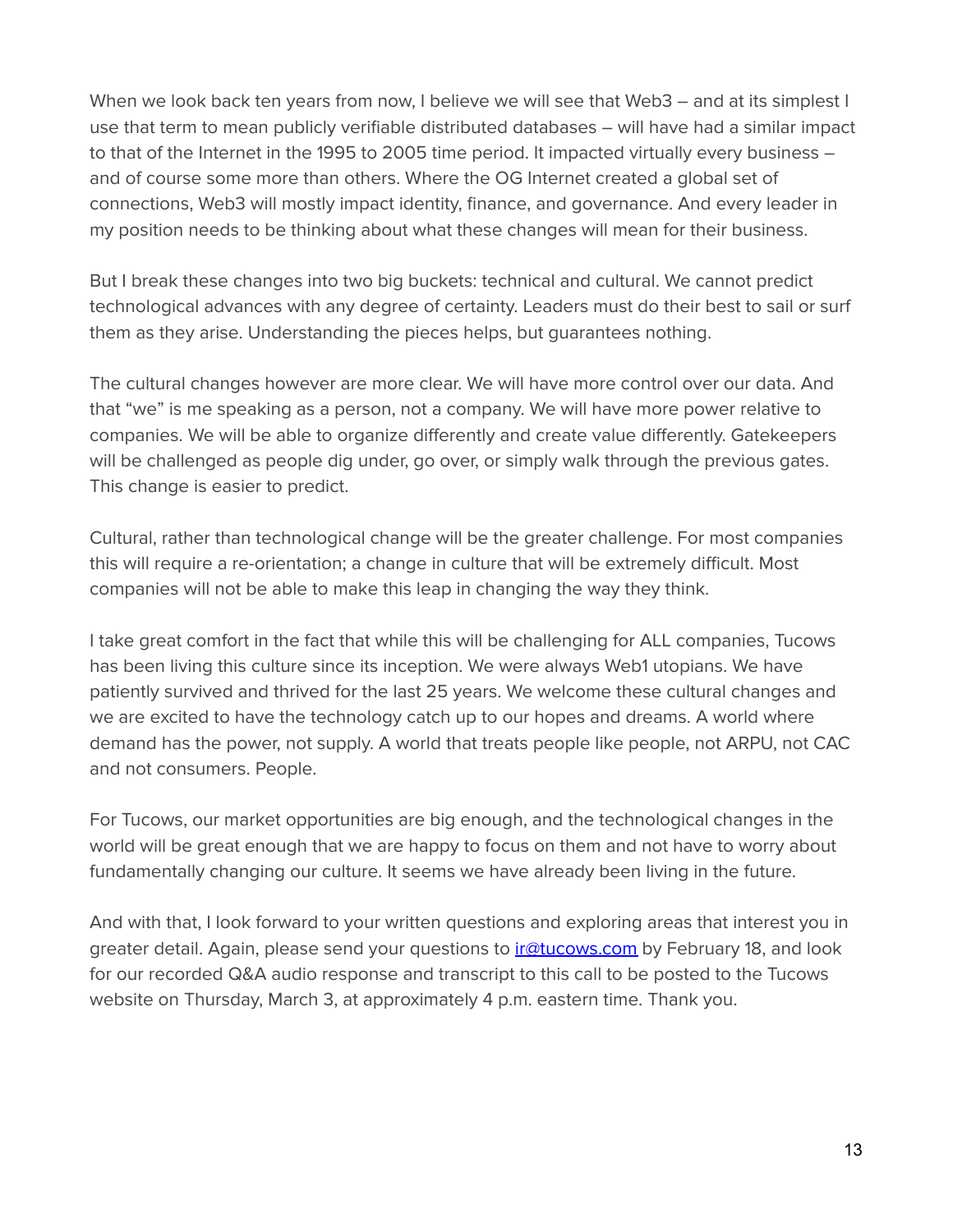When we look back ten years from now, I believe we will see that Web3 – and at its simplest I use that term to mean publicly verifiable distributed databases – will have had a similar impact to that of the Internet in the 1995 to 2005 time period. It impacted virtually every business – and of course some more than others. Where the OG Internet created a global set of connections, Web3 will mostly impact identity, finance, and governance. And every leader in my position needs to be thinking about what these changes will mean for their business.

But I break these changes into two big buckets: technical and cultural. We cannot predict technological advances with any degree of certainty. Leaders must do their best to sail or surf them as they arise. Understanding the pieces helps, but guarantees nothing.

The cultural changes however are more clear. We will have more control over our data. And that "we" is me speaking as a person, not a company. We will have more power relative to companies. We will be able to organize differently and create value differently. Gatekeepers will be challenged as people dig under, go over, or simply walk through the previous gates. This change is easier to predict.

Cultural, rather than technological change will be the greater challenge. For most companies this will require a re-orientation; a change in culture that will be extremely difficult. Most companies will not be able to make this leap in changing the way they think.

I take great comfort in the fact that while this will be challenging for ALL companies, Tucows has been living this culture since its inception. We were always Web1 utopians. We have patiently survived and thrived for the last 25 years. We welcome these cultural changes and we are excited to have the technology catch up to our hopes and dreams. A world where demand has the power, not supply. A world that treats people like people, not ARPU, not CAC and not consumers. People.

For Tucows, our market opportunities are big enough, and the technological changes in the world will be great enough that we are happy to focus on them and not have to worry about fundamentally changing our culture. It seems we have already been living in the future.

And with that, I look forward to your written questions and exploring areas that interest you in greater detail. Again, please send your questions to [ir@tucows.com](mailto:ir@tucows.com) by February 18, and look for our recorded Q&A audio response and transcript to this call to be posted to the Tucows website on Thursday, March 3, at approximately 4 p.m. eastern time. Thank you.